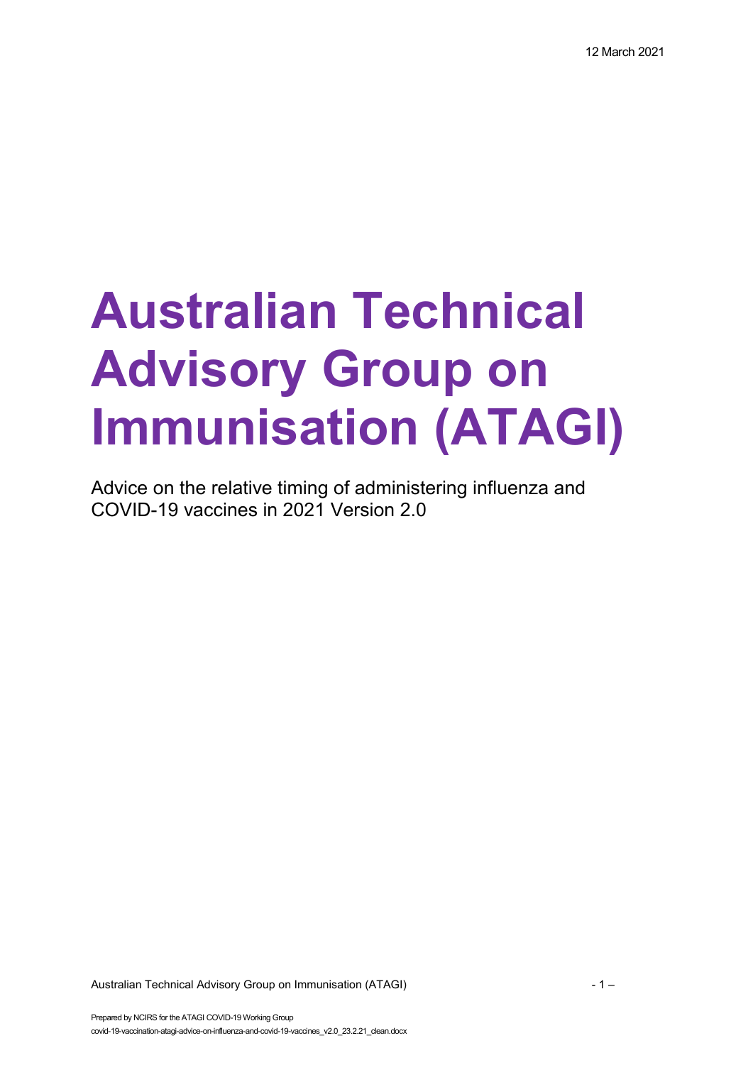12 March 2021

# Australian Technical Advisory Group on Immunisation (ATAGI)

Advice on the relative timing of administering influenza and COVID-19 vaccines in 2021 Version 2.0

Prepared by NCIRS for the ATAGI COVID-19 Working Group

covid-19-vaccination-atagi-advice-on-influenza-and-covid-19-vaccines_v2.0_23.2.21_clean.docx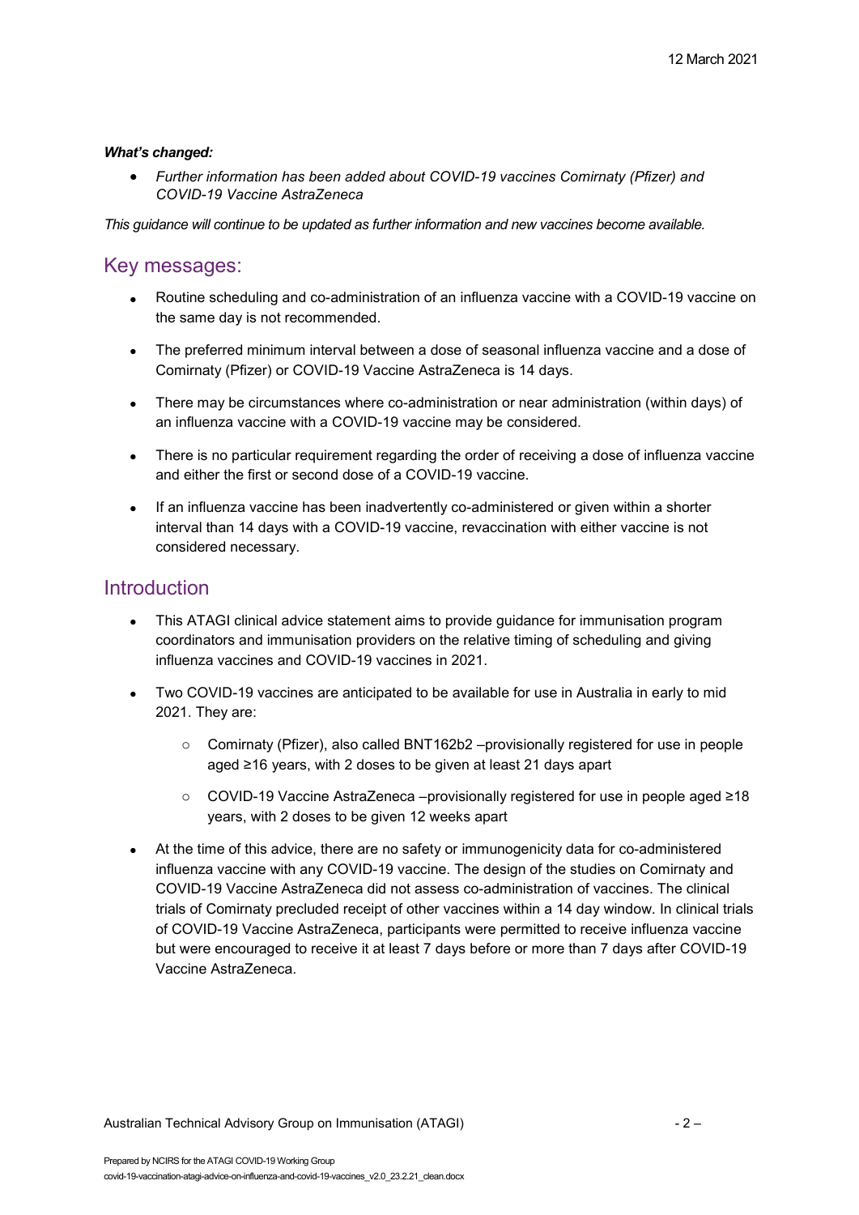***What's changed:***

- *Further information has been added about COVID-19 vaccines Comirnaty (Pfizer) and COVID-19 Vaccine AstraZeneca*

*This guidance will continue to be updated as further information and new vaccines become available.*

## Key messages:

- Routine scheduling and co-administration of an influenza vaccine with a COVID-19 vaccine on the same day is not recommended.
- The preferred minimum interval between a dose of seasonal influenza vaccine and a dose of Comirnaty (Pfizer) or COVID-19 Vaccine AstraZeneca is 14 days.
- There may be circumstances where co-administration or near administration (within days) of an influenza vaccine with a COVID-19 vaccine may be considered.
- There is no particular requirement regarding the order of receiving a dose of influenza vaccine and either the first or second dose of a COVID-19 vaccine.
- If an influenza vaccine has been inadvertently co-administered or given within a shorter interval than 14 days with a COVID-19 vaccine, revaccination with either vaccine is not considered necessary.

## Introduction

- This ATAGI clinical advice statement aims to provide guidance for immunisation program coordinators and immunisation providers on the relative timing of scheduling and giving influenza vaccines and COVID-19 vaccines in 2021.
- Two COVID-19 vaccines are anticipated to be available for use in Australia in early to mid 2021. They are:
  - Comirnaty (Pfizer), also called BNT162b2 –provisionally registered for use in people aged ≥16 years, with 2 doses to be given at least 21 days apart
  - COVID-19 Vaccine AstraZeneca –provisionally registered for use in people aged ≥18 years, with 2 doses to be given 12 weeks apart
- At the time of this advice, there are no safety or immunogenicity data for co-administered influenza vaccine with any COVID-19 vaccine. The design of the studies on Comirnaty and COVID-19 Vaccine AstraZeneca did not assess co-administration of vaccines. The clinical trials of Comirnaty precluded receipt of other vaccines within a 14 day window. In clinical trials of COVID-19 Vaccine AstraZeneca, participants were permitted to receive influenza vaccine but were encouraged to receive it at least 7 days before or more than 7 days after COVID-19 Vaccine AstraZeneca.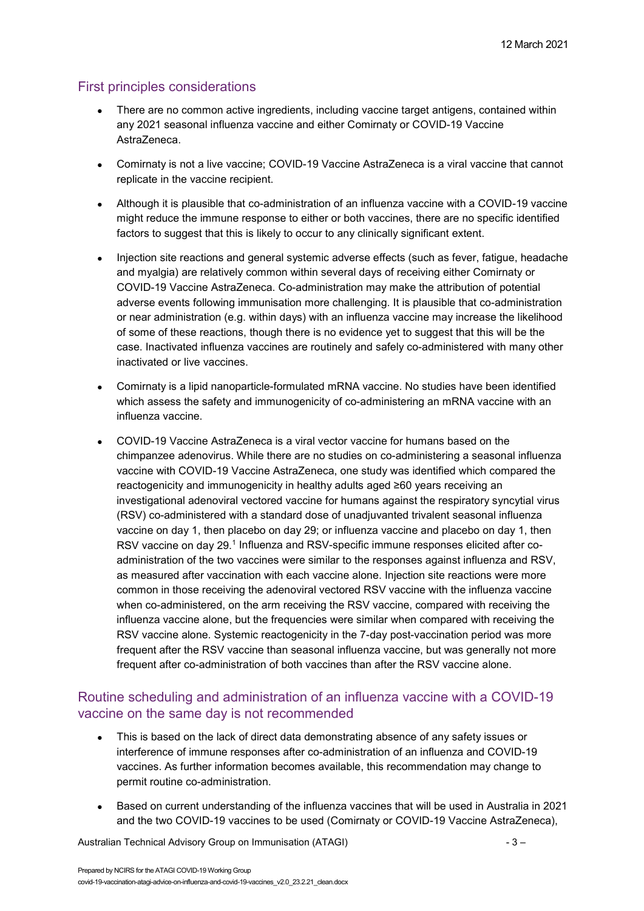## First principles considerations

- There are no common active ingredients, including vaccine target antigens, contained within any 2021 seasonal influenza vaccine and either Comirnaty or COVID-19 Vaccine AstraZeneca.
- Comirnaty is not a live vaccine; COVID-19 Vaccine AstraZeneca is a viral vaccine that cannot replicate in the vaccine recipient.
- Although it is plausible that co-administration of an influenza vaccine with a COVID-19 vaccine might reduce the immune response to either or both vaccines, there are no specific identified factors to suggest that this is likely to occur to any clinically significant extent.
- Injection site reactions and general systemic adverse effects (such as fever, fatigue, headache and myalgia) are relatively common within several days of receiving either Comirnaty or COVID-19 Vaccine AstraZeneca. Co-administration may make the attribution of potential adverse events following immunisation more challenging. It is plausible that co-administration or near administration (e.g. within days) with an influenza vaccine may increase the likelihood of some of these reactions, though there is no evidence yet to suggest that this will be the case. Inactivated influenza vaccines are routinely and safely co-administered with many other inactivated or live vaccines.
- Comirnaty is a lipid nanoparticle-formulated mRNA vaccine. No studies have been identified which assess the safety and immunogenicity of co-administering an mRNA vaccine with an influenza vaccine.
- COVID-19 Vaccine AstraZeneca is a viral vector vaccine for humans based on the chimpanzee adenovirus. While there are no studies on co-administering a seasonal influenza vaccine with COVID-19 Vaccine AstraZeneca, one study was identified which compared the reactogenicity and immunogenicity in healthy adults aged ≥60 years receiving an investigational adenoviral vectored vaccine for humans against the respiratory syncytial virus (RSV) co-administered with a standard dose of unadjuvanted trivalent seasonal influenza vaccine on day 1, then placebo on day 29; or influenza vaccine and placebo on day 1, then RSV vaccine on day 29.[1] Influenza and RSV-specific immune responses elicited after co-administration of the two vaccines were similar to the responses against influenza and RSV, as measured after vaccination with each vaccine alone. Injection site reactions were more common in those receiving the adenoviral vectored RSV vaccine with the influenza vaccine when co-administered, on the arm receiving the RSV vaccine, compared with receiving the influenza vaccine alone, but the frequencies were similar when compared with receiving the RSV vaccine alone. Systemic reactogenicity in the 7-day post-vaccination period was more frequent after the RSV vaccine than seasonal influenza vaccine, but was generally not more frequent after co-administration of both vaccines than after the RSV vaccine alone.

## Routine scheduling and administration of an influenza vaccine with a COVID-19 vaccine on the same day is not recommended

- This is based on the lack of direct data demonstrating absence of any safety issues or interference of immune responses after co-administration of an influenza and COVID-19 vaccines. As further information becomes available, this recommendation may change to permit routine co-administration.
- Based on current understanding of the influenza vaccines that will be used in Australia in 2021 and the two COVID-19 vaccines to be used (Comirnaty or COVID-19 Vaccine AstraZeneca),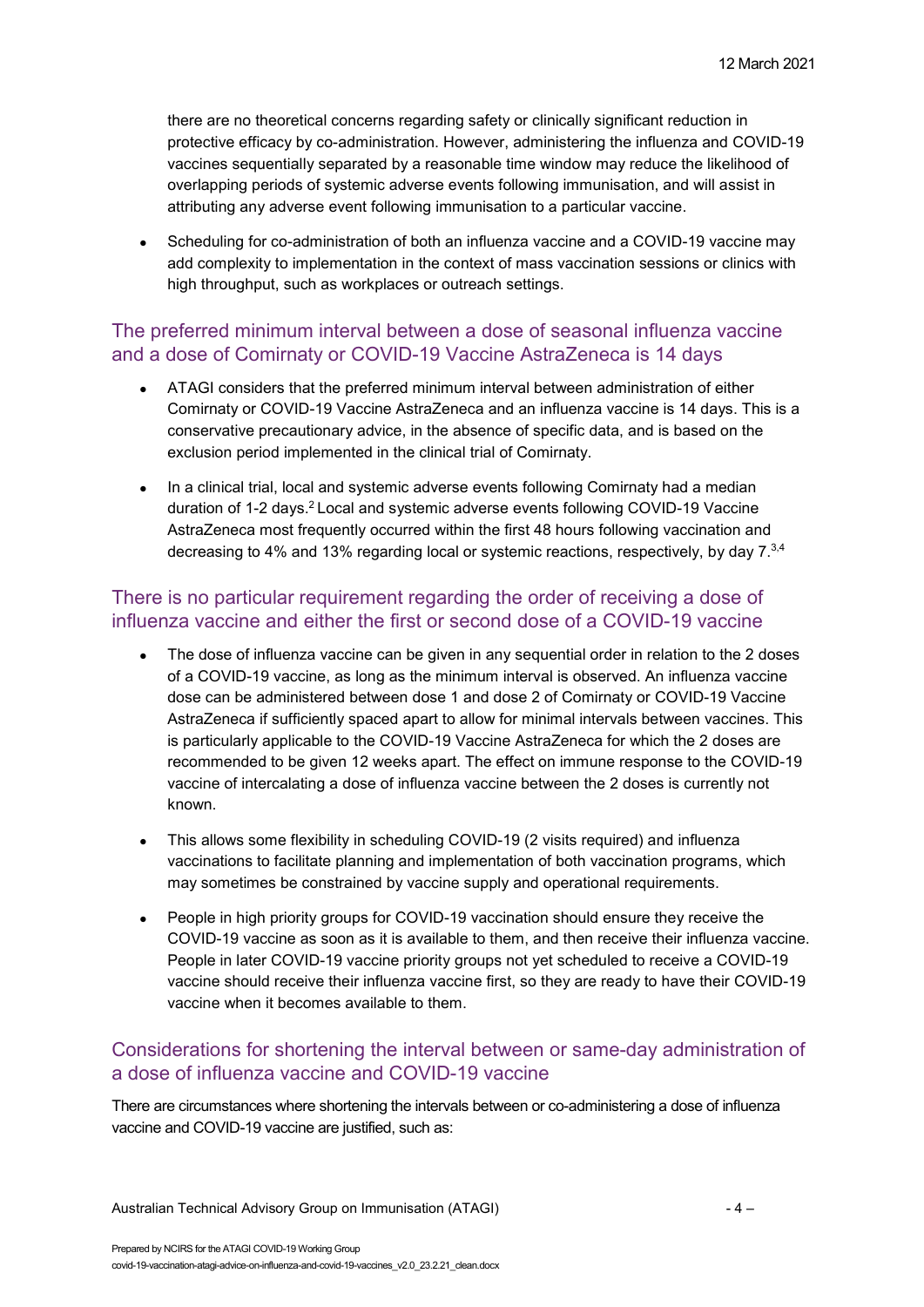there are no theoretical concerns regarding safety or clinically significant reduction in protective efficacy by co-administration. However, administering the influenza and COVID-19 vaccines sequentially separated by a reasonable time window may reduce the likelihood of overlapping periods of systemic adverse events following immunisation, and will assist in attributing any adverse event following immunisation to a particular vaccine.

- Scheduling for co-administration of both an influenza vaccine and a COVID-19 vaccine may add complexity to implementation in the context of mass vaccination sessions or clinics with high throughput, such as workplaces or outreach settings.

## The preferred minimum interval between a dose of seasonal influenza vaccine and a dose of Comirnaty or COVID-19 Vaccine AstraZeneca is 14 days

- ATAGI considers that the preferred minimum interval between administration of either Comirnaty or COVID-19 Vaccine AstraZeneca and an influenza vaccine is 14 days. This is a conservative precautionary advice, in the absence of specific data, and is based on the exclusion period implemented in the clinical trial of Comirnaty.
- In a clinical trial, local and systemic adverse events following Comirnaty had a median duration of 1-2 days.[2] Local and systemic adverse events following COVID-19 Vaccine AstraZeneca most frequently occurred within the first 48 hours following vaccination and decreasing to 4% and 13% regarding local or systemic reactions, respectively, by day 7.[3,4]

## There is no particular requirement regarding the order of receiving a dose of influenza vaccine and either the first or second dose of a COVID-19 vaccine

- The dose of influenza vaccine can be given in any sequential order in relation to the 2 doses of a COVID-19 vaccine, as long as the minimum interval is observed. An influenza vaccine dose can be administered between dose 1 and dose 2 of Comirnaty or COVID-19 Vaccine AstraZeneca if sufficiently spaced apart to allow for minimal intervals between vaccines. This is particularly applicable to the COVID-19 Vaccine AstraZeneca for which the 2 doses are recommended to be given 12 weeks apart. The effect on immune response to the COVID-19 vaccine of intercalating a dose of influenza vaccine between the 2 doses is currently not known.
- This allows some flexibility in scheduling COVID-19 (2 visits required) and influenza vaccinations to facilitate planning and implementation of both vaccination programs, which may sometimes be constrained by vaccine supply and operational requirements.
- People in high priority groups for COVID-19 vaccination should ensure they receive the COVID-19 vaccine as soon as it is available to them, and then receive their influenza vaccine. People in later COVID-19 vaccine priority groups not yet scheduled to receive a COVID-19 vaccine should receive their influenza vaccine first, so they are ready to have their COVID-19 vaccine when it becomes available to them.

## Considerations for shortening the interval between or same-day administration of a dose of influenza vaccine and COVID-19 vaccine

There are circumstances where shortening the intervals between or co-administering a dose of influenza vaccine and COVID-19 vaccine are justified, such as: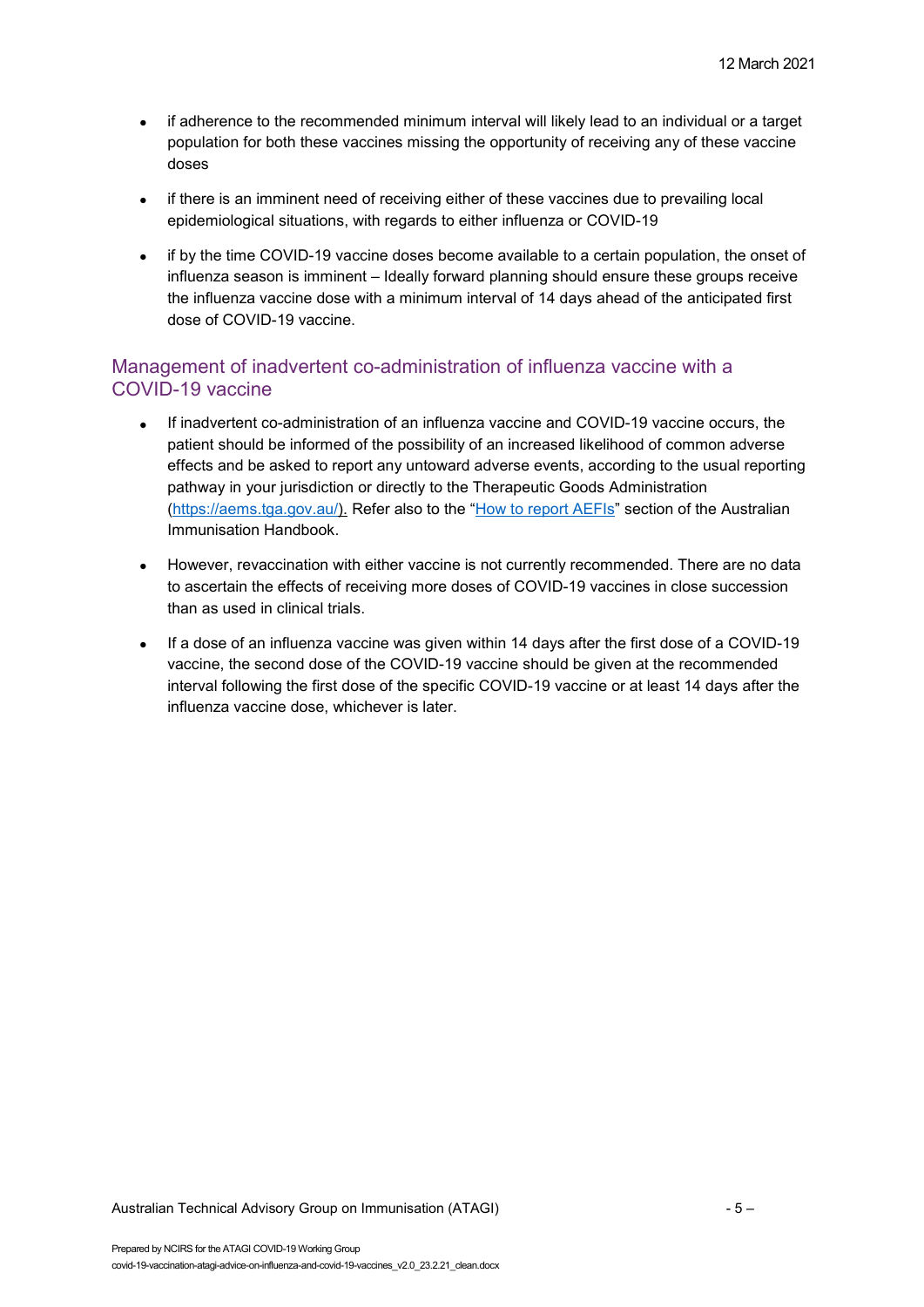- if adherence to the recommended minimum interval will likely lead to an individual or a target population for both these vaccines missing the opportunity of receiving any of these vaccine doses
- if there is an imminent need of receiving either of these vaccines due to prevailing local epidemiological situations, with regards to either influenza or COVID-19
- if by the time COVID-19 vaccine doses become available to a certain population, the onset of influenza season is imminent – Ideally forward planning should ensure these groups receive the influenza vaccine dose with a minimum interval of 14 days ahead of the anticipated first dose of COVID-19 vaccine.

## Management of inadvertent co-administration of influenza vaccine with a COVID-19 vaccine

- If inadvertent co-administration of an influenza vaccine and COVID-19 vaccine occurs, the patient should be informed of the possibility of an increased likelihood of common adverse effects and be asked to report any untoward adverse events, according to the usual reporting pathway in your jurisdiction or directly to the Therapeutic Goods Administration (https://aems.tga.gov.au/). Refer also to the "How to report AEFIs" section of the Australian Immunisation Handbook.
- However, revaccination with either vaccine is not currently recommended. There are no data to ascertain the effects of receiving more doses of COVID-19 vaccines in close succession than as used in clinical trials.
- If a dose of an influenza vaccine was given within 14 days after the first dose of a COVID-19 vaccine, the second dose of the COVID-19 vaccine should be given at the recommended interval following the first dose of the specific COVID-19 vaccine or at least 14 days after the influenza vaccine dose, whichever is later.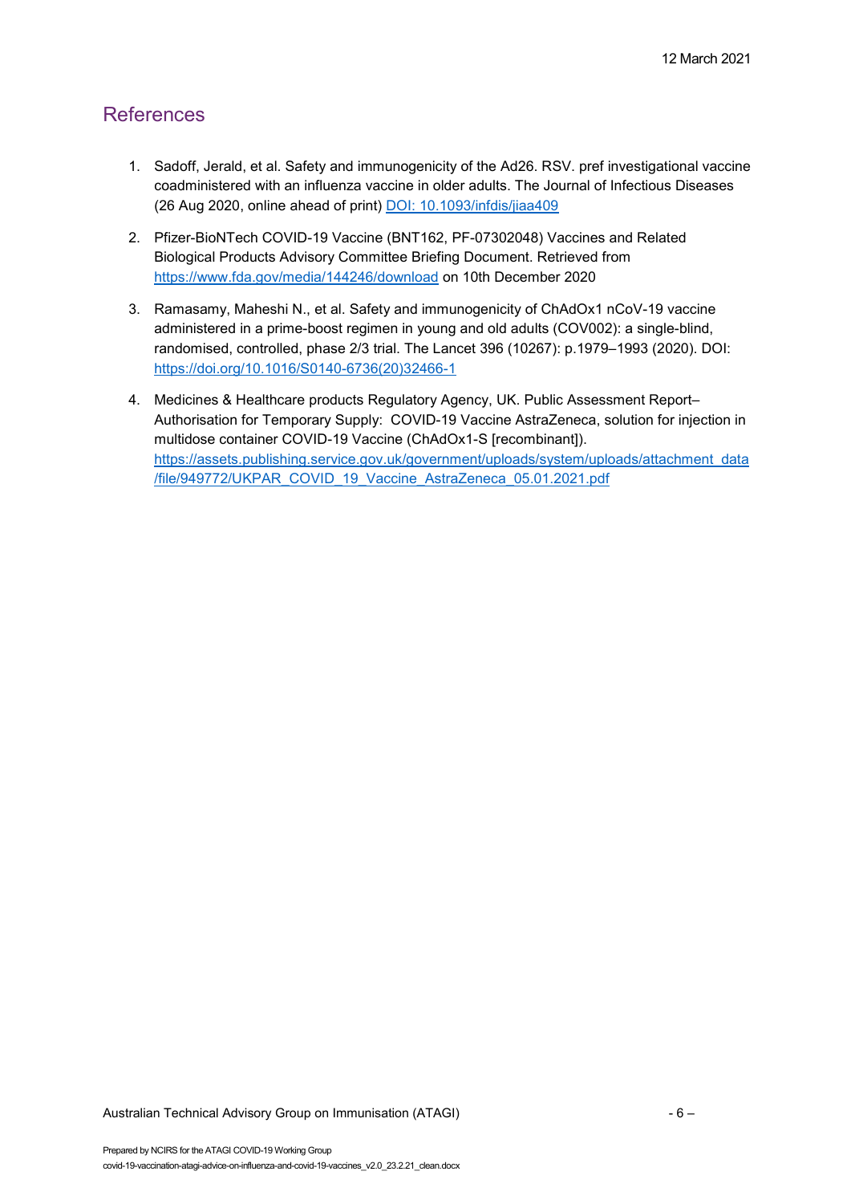## References

1. Sadoff, Jerald, et al. Safety and immunogenicity of the Ad26. RSV. pref investigational vaccine coadministered with an influenza vaccine in older adults. The Journal of Infectious Diseases (26 Aug 2020, online ahead of print) [DOI: 10.1093/infdis/jiaa409](https://doi.org/10.1093/infdis/jiaa409)
2. Pfizer-BioNTech COVID-19 Vaccine (BNT162, PF-07302048) Vaccines and Related Biological Products Advisory Committee Briefing Document. Retrieved from [https://www.fda.gov/media/144246/download](https://www.fda.gov/media/144246/download) on 10th December 2020
3. Ramasamy, Maheshi N., et al. Safety and immunogenicity of ChAdOx1 nCoV-19 vaccine administered in a prime-boost regimen in young and old adults (COV002): a single-blind, randomised, controlled, phase 2/3 trial. The Lancet 396 (10267): p.1979–1993 (2020). DOI: [https://doi.org/10.1016/S0140-6736(20)32466-1](https://doi.org/10.1016/S0140-6736(20)32466-1)
4. Medicines & Healthcare products Regulatory Agency, UK. Public Assessment Report– Authorisation for Temporary Supply: COVID-19 Vaccine AstraZeneca, solution for injection in multidose container COVID-19 Vaccine (ChAdOx1-S [recombinant]). [https://assets.publishing.service.gov.uk/government/uploads/system/uploads/attachment_data/file/949772/UKPAR_COVID_19_Vaccine_AstraZeneca_05.01.2021.pdf](https://assets.publishing.service.gov.uk/government/uploads/system/uploads/attachment_data/file/949772/UKPAR_COVID_19_Vaccine_AstraZeneca_05.01.2021.pdf)